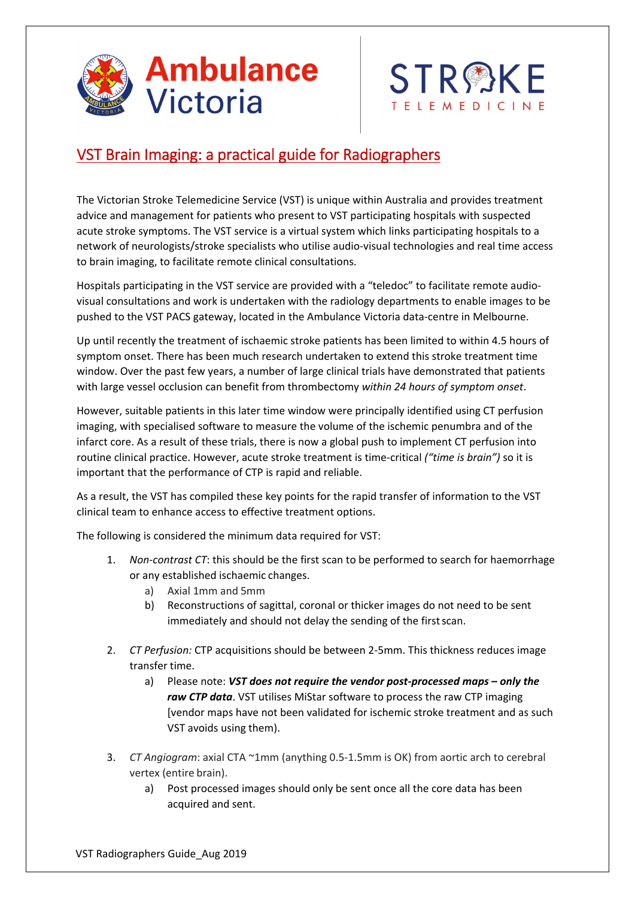# VST Brain Imaging: a practical guide for Radiographers

The Victorian Stroke Telemedicine Service (VST) is unique within Australia and provides treatment advice and management for patients who present to VST participating hospitals with suspected acute stroke symptoms. The VST service is a virtual system which links participating hospitals to a network of neurologists/stroke specialists who utilise audio-visual technologies and real time access to brain imaging, to facilitate remote clinical consultations.

Hospitals participating in the VST service are provided with a "teledoc" to facilitate remote audio-visual consultations and work is undertaken with the radiology departments to enable images to be pushed to the VST PACS gateway, located in the Ambulance Victoria data-centre in Melbourne.

Up until recently the treatment of ischaemic stroke patients has been limited to within 4.5 hours of symptom onset. There has been much research undertaken to extend this stroke treatment time window. Over the past few years, a number of large clinical trials have demonstrated that patients with large vessel occlusion can benefit from thrombectomy *within 24 hours of symptom onset*.

However, suitable patients in this later time window were principally identified using CT perfusion imaging, with specialised software to measure the volume of the ischemic penumbra and of the infarct core. As a result of these trials, there is now a global push to implement CT perfusion into routine clinical practice. However, acute stroke treatment is time-critical *("time is brain")* so it is important that the performance of CTP is rapid and reliable.

As a result, the VST has compiled these key points for the rapid transfer of information to the VST clinical team to enhance access to effective treatment options.

The following is considered the minimum data required for VST:

1. *Non-contrast CT*: this should be the first scan to be performed to search for haemorrhage or any established ischaemic changes.
   a) Axial 1mm and 5mm
   b) Reconstructions of sagittal, coronal or thicker images do not need to be sent immediately and should not delay the sending of the first scan.

2. *CT Perfusion:* CTP acquisitions should be between 2-5mm. This thickness reduces image transfer time.
   a) Please note: ***VST does not require the vendor post-processed maps – only the raw CTP data***. VST utilises MiStar software to process the raw CTP imaging [vendor maps have not been validated for ischemic stroke treatment and as such VST avoids using them).

3. *CT Angiogram*: axial CTA ~1mm (anything 0.5-1.5mm is OK) from aortic arch to cerebral vertex (entire brain).
   a) Post processed images should only be sent once all the core data has been acquired and sent.

VST Radiographers Guide_Aug 2019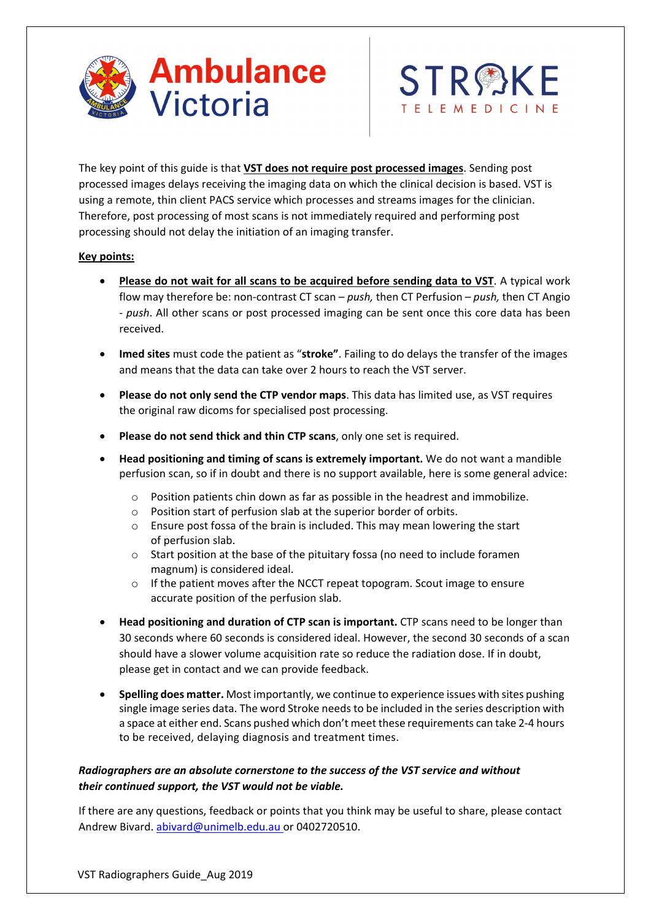The key point of this guide is that **VST does not require post processed images**. Sending post processed images delays receiving the imaging data on which the clinical decision is based. VST is using a remote, thin client PACS service which processes and streams images for the clinician. Therefore, post processing of most scans is not immediately required and performing post processing should not delay the initiation of an imaging transfer.

**Key points:**

- **Please do not wait for all scans to be acquired before sending data to VST**. A typical work flow may therefore be: non-contrast CT scan – *push,* then CT Perfusion – *push,* then CT Angio - *push*. All other scans or post processed imaging can be sent once this core data has been received.
- **Imed sites** must code the patient as "**stroke"**. Failing to do delays the transfer of the images and means that the data can take over 2 hours to reach the VST server.
- **Please do not only send the CTP vendor maps**. This data has limited use, as VST requires the original raw dicoms for specialised post processing.
- **Please do not send thick and thin CTP scans**, only one set is required.
- **Head positioning and timing of scans is extremely important.** We do not want a mandible perfusion scan, so if in doubt and there is no support available, here is some general advice:
  - Position patients chin down as far as possible in the headrest and immobilize.
  - Position start of perfusion slab at the superior border of orbits.
  - Ensure post fossa of the brain is included. This may mean lowering the start of perfusion slab.
  - Start position at the base of the pituitary fossa (no need to include foramen magnum) is considered ideal.
  - If the patient moves after the NCCT repeat topogram. Scout image to ensure accurate position of the perfusion slab.
- **Head positioning and duration of CTP scan is important.** CTP scans need to be longer than 30 seconds where 60 seconds is considered ideal. However, the second 30 seconds of a scan should have a slower volume acquisition rate so reduce the radiation dose. If in doubt, please get in contact and we can provide feedback.
- **Spelling does matter.** Most importantly, we continue to experience issues with sites pushing single image series data. The word Stroke needs to be included in the series description with a space at either end. Scans pushed which don't meet these requirements can take 2-4 hours to be received, delaying diagnosis and treatment times.

***Radiographers are an absolute cornerstone to the success of the VST service and without their continued support, the VST would not be viable.***

If there are any questions, feedback or points that you think may be useful to share, please contact Andrew Bivard. abivard@unimelb.edu.au or 0402720510.

VST Radiographers Guide_Aug 2019